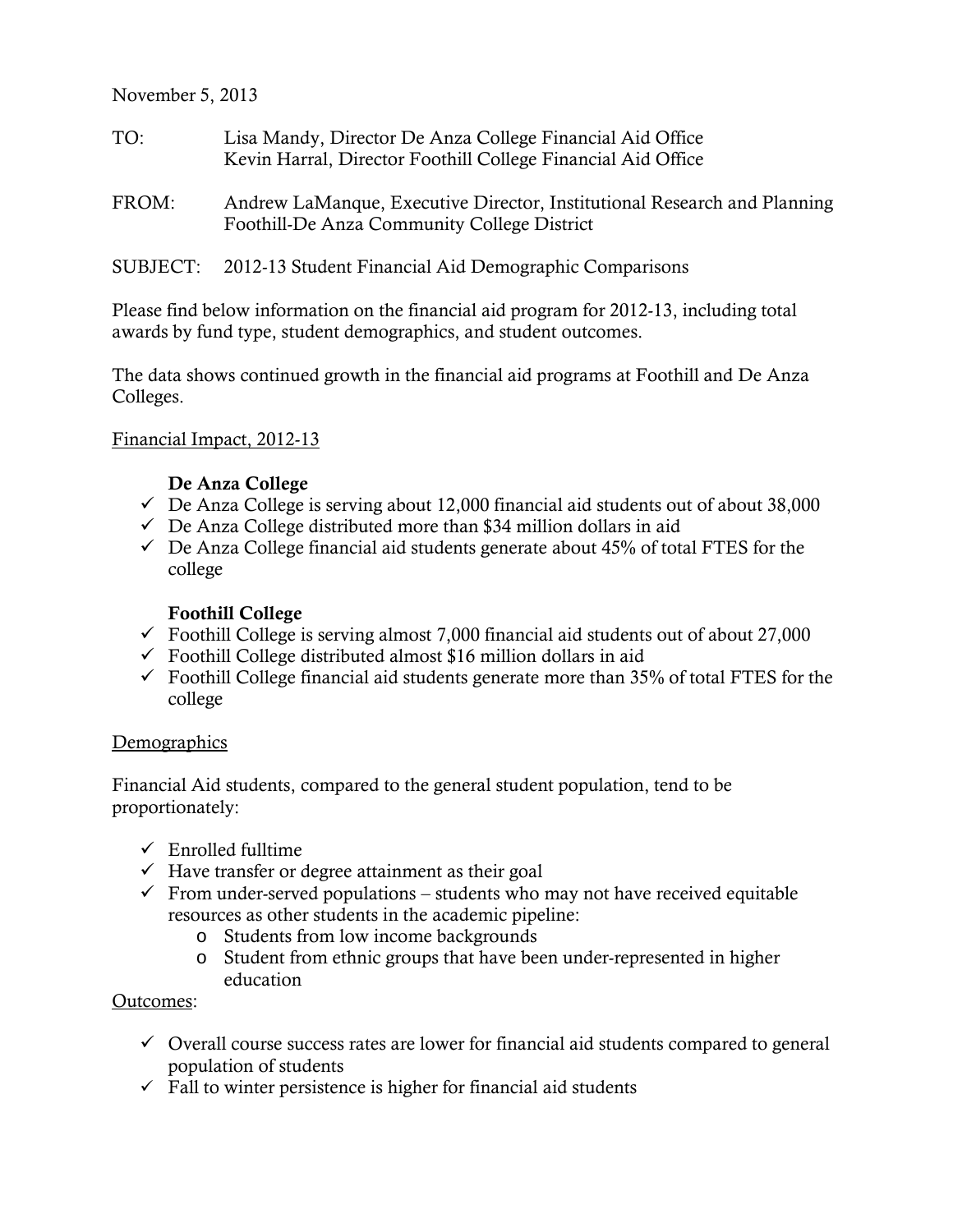November 5, 2013

TO: Lisa Mandy, Director De Anza College Financial Aid Office
Kevin Harral, Director Foothill College Financial Aid Office

FROM: Andrew LaManque, Executive Director, Institutional Research and Planning
Foothill-De Anza Community College District

SUBJECT: 2012-13 Student Financial Aid Demographic Comparisons

Please find below information on the financial aid program for 2012-13, including total awards by fund type, student demographics, and student outcomes.

The data shows continued growth in the financial aid programs at Foothill and De Anza Colleges.

<u>Financial Impact, 2012-13</u>

**De Anza College**

- ✓ De Anza College is serving about 12,000 financial aid students out of about 38,000
- ✓ De Anza College distributed more than $34 million dollars in aid
- ✓ De Anza College financial aid students generate about 45% of total FTES for the college

**Foothill College**

- ✓ Foothill College is serving almost 7,000 financial aid students out of about 27,000
- ✓ Foothill College distributed almost $16 million dollars in aid
- ✓ Foothill College financial aid students generate more than 35% of total FTES for the college

<u>Demographics</u>

Financial Aid students, compared to the general student population, tend to be proportionately:

- ✓ Enrolled fulltime
- ✓ Have transfer or degree attainment as their goal
- ✓ From under-served populations – students who may not have received equitable resources as other students in the academic pipeline:
  - o Students from low income backgrounds
  - o Student from ethnic groups that have been under-represented in higher education

<u>Outcomes</u>:

- ✓ Overall course success rates are lower for financial aid students compared to general population of students
- ✓ Fall to winter persistence is higher for financial aid students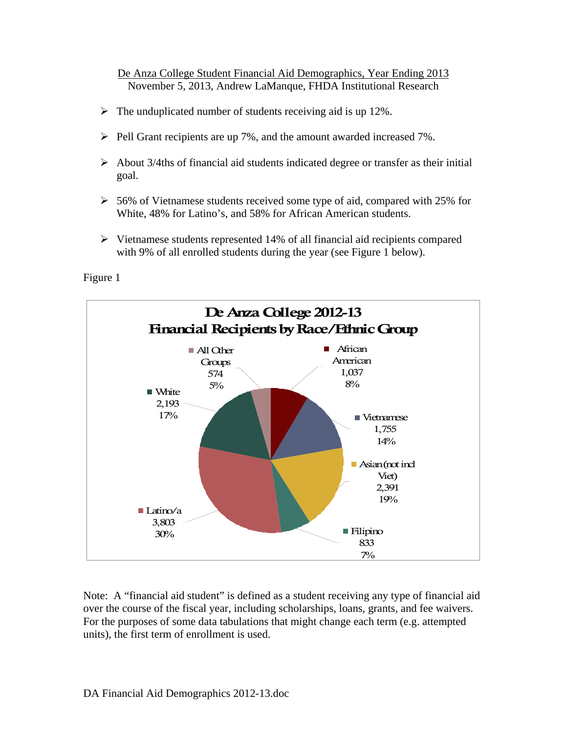De Anza College Student Financial Aid Demographics, Year Ending 2013
November 5, 2013, Andrew LaManque, FHDA Institutional Research

- The unduplicated number of students receiving aid is up 12%.
- Pell Grant recipients are up 7%, and the amount awarded increased 7%.
- About 3/4ths of financial aid students indicated degree or transfer as their initial goal.
- 56% of Vietnamese students received some type of aid, compared with 25% for White, 48% for Latino's, and 58% for African American students.
- Vietnamese students represented 14% of all financial aid recipients compared with 9% of all enrolled students during the year (see Figure 1 below).

Figure 1

**De Anza College 2012-13**
**Financial Recipients by Race/Ethnic Group**

| Group | Number | Percent |
| --- | --- | --- |
| African American | 1,037 | 8% |
| Vietnamese | 1,755 | 14% |
| Asian (not incl Viet) | 2,391 | 19% |
| Filipino | 833 | 7% |
| Latino/a | 3,803 | 30% |
| White | 2,193 | 17% |
| All Other Groups | 574 | 5% |

Note: A "financial aid student" is defined as a student receiving any type of financial aid over the course of the fiscal year, including scholarships, loans, grants, and fee waivers. For the purposes of some data tabulations that might change each term (e.g. attempted units), the first term of enrollment is used.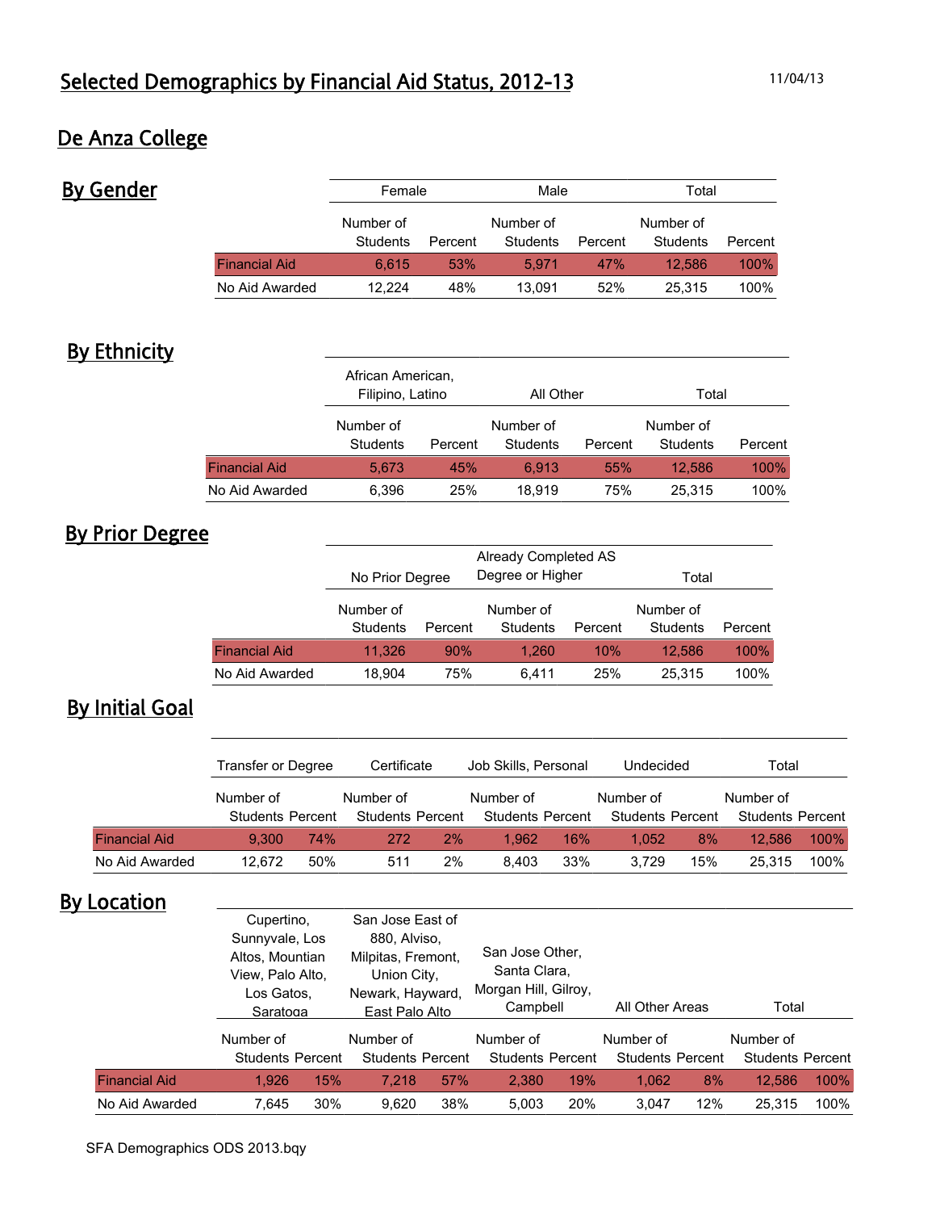# Selected Demographics by Financial Aid Status, 2012-13

11/04/13

## De Anza College

### By Gender

| | Female | | Male | | Total | |
|---|---|---|---|---|---|---|
| | Number of Students | Percent | Number of Students | Percent | Number of Students | Percent |
| Financial Aid | 6,615 | 53% | 5,971 | 47% | 12,586 | 100% |
| No Aid Awarded | 12,224 | 48% | 13,091 | 52% | 25,315 | 100% |

### By Ethnicity

| | African American, Filipino, Latino | | All Other | | Total | |
|---|---|---|---|---|---|---|
| | Number of Students | Percent | Number of Students | Percent | Number of Students | Percent |
| Financial Aid | 5,673 | 45% | 6,913 | 55% | 12,586 | 100% |
| No Aid Awarded | 6,396 | 25% | 18,919 | 75% | 25,315 | 100% |

### By Prior Degree

| | No Prior Degree | | Already Completed AS Degree or Higher | | Total | |
|---|---|---|---|---|---|---|
| | Number of Students | Percent | Number of Students | Percent | Number of Students | Percent |
| Financial Aid | 11,326 | 90% | 1,260 | 10% | 12,586 | 100% |
| No Aid Awarded | 18,904 | 75% | 6,411 | 25% | 25,315 | 100% |

### By Initial Goal

| | Transfer or Degree | | Certificate | | Job Skills, Personal | | Undecided | | Total | |
|---|---|---|---|---|---|---|---|---|---|---|
| | Number of Students | Percent | Number of Students | Percent | Number of Students | Percent | Number of Students | Percent | Number of Students | Percent |
| Financial Aid | 9,300 | 74% | 272 | 2% | 1,962 | 16% | 1,052 | 8% | 12,586 | 100% |
| No Aid Awarded | 12,672 | 50% | 511 | 2% | 8,403 | 33% | 3,729 | 15% | 25,315 | 100% |

### By Location

| | Cupertino, Sunnyvale, Los Altos, Mountian View, Palo Alto, Los Gatos, Saratoga | | San Jose East of 880, Alviso, Milpitas, Fremont, Union City, Newark, Hayward, East Palo Alto | | San Jose Other, Santa Clara, Morgan Hill, Gilroy, Campbell | | All Other Areas | | Total | |
|---|---|---|---|---|---|---|---|---|---|---|
| | Number of Students | Percent | Number of Students | Percent | Number of Students | Percent | Number of Students | Percent | Number of Students | Percent |
| Financial Aid | 1,926 | 15% | 7,218 | 57% | 2,380 | 19% | 1,062 | 8% | 12,586 | 100% |
| No Aid Awarded | 7,645 | 30% | 9,620 | 38% | 5,003 | 20% | 3,047 | 12% | 25,315 | 100% |

SFA Demographics ODS 2013.bqy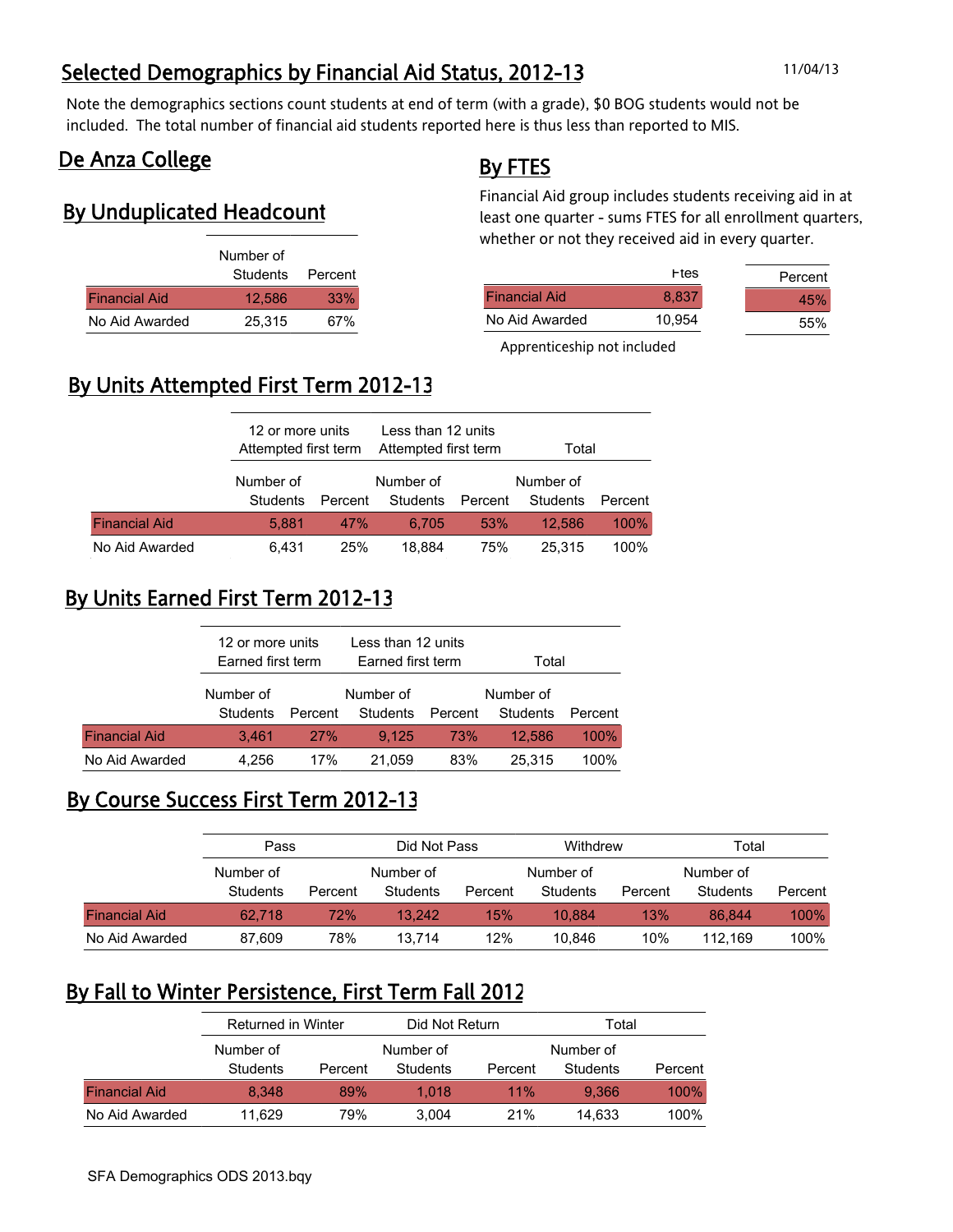# Selected Demographics by Financial Aid Status, 2012-13

11/04/13

Note the demographics sections count students at end of term (with a grade), $0 BOG students would not be included. The total number of financial aid students reported here is thus less than reported to MIS.

## De Anza College

### By Unduplicated Headcount

| | Number of Students | Percent |
|---|---|---|
| Financial Aid | 12,586 | 33% |
| No Aid Awarded | 25,315 | 67% |

### By FTES

Financial Aid group includes students receiving aid in at least one quarter - sums FTES for all enrollment quarters, whether or not they received aid in every quarter.

| | Ftes | Percent |
|---|---|---|
| Financial Aid | 8,837 | 45% |
| No Aid Awarded | 10,954 | 55% |

Apprenticeship not included

### By Units Attempted First Term 2012-13

| | 12 or more units Attempted first term | | Less than 12 units Attempted first term | | Total | |
|---|---|---|---|---|---|---|
| | Number of Students | Percent | Number of Students | Percent | Number of Students | Percent |
| Financial Aid | 5,881 | 47% | 6,705 | 53% | 12,586 | 100% |
| No Aid Awarded | 6,431 | 25% | 18,884 | 75% | 25,315 | 100% |

### By Units Earned First Term 2012-13

| | 12 or more units Earned first term | | Less than 12 units Earned first term | | Total | |
|---|---|---|---|---|---|---|
| | Number of Students | Percent | Number of Students | Percent | Number of Students | Percent |
| Financial Aid | 3,461 | 27% | 9,125 | 73% | 12,586 | 100% |
| No Aid Awarded | 4,256 | 17% | 21,059 | 83% | 25,315 | 100% |

### By Course Success First Term 2012-13

| | Pass | | Did Not Pass | | Withdrew | | Total | |
|---|---|---|---|---|---|---|---|---|
| | Number of Students | Percent | Number of Students | Percent | Number of Students | Percent | Number of Students | Percent |
| Financial Aid | 62,718 | 72% | 13,242 | 15% | 10,884 | 13% | 86,844 | 100% |
| No Aid Awarded | 87,609 | 78% | 13,714 | 12% | 10,846 | 10% | 112,169 | 100% |

### By Fall to Winter Persistence, First Term Fall 2012

| | Returned in Winter | | Did Not Return | | Total | |
|---|---|---|---|---|---|---|
| | Number of Students | Percent | Number of Students | Percent | Number of Students | Percent |
| Financial Aid | 8,348 | 89% | 1,018 | 11% | 9,366 | 100% |
| No Aid Awarded | 11,629 | 79% | 3,004 | 21% | 14,633 | 100% |

SFA Demographics ODS 2013.bqy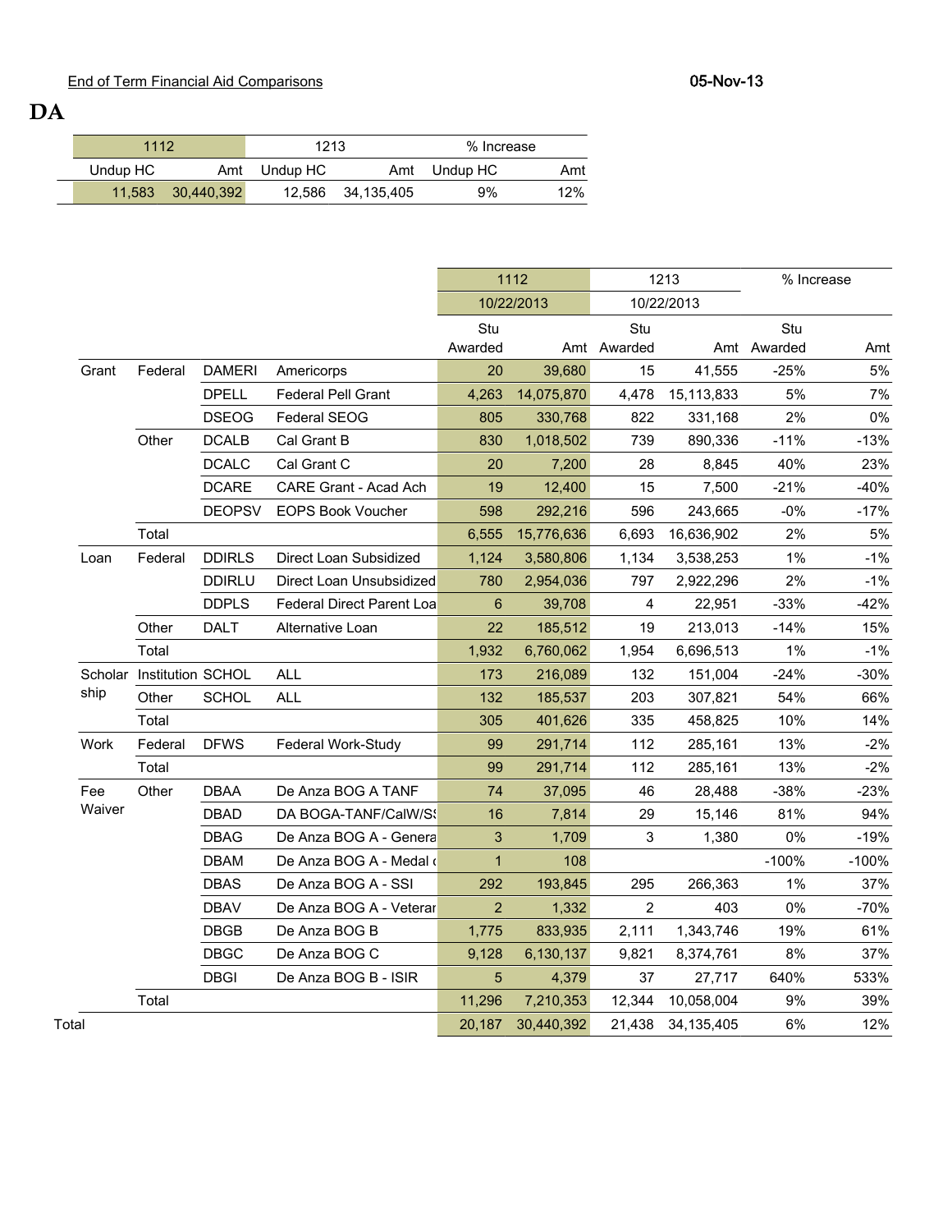End of Term Financial Aid Comparisons

05-Nov-13

# DA

| 1112 | | 1213 | | % Increase | |
|---|---|---|---|---|---|
| Undup HC | Amt | Undup HC | Amt | Undup HC | Amt |
| 11,583 | 30,440,392 | 12,586 | 34,135,405 | 9% | 12% |

| | | | | 1112 | | 1213 | | % Increase | |
|---|---|---|---|---|---|---|---|---|---|
| | | | | 10/22/2013 | | 10/22/2013 | | | |
| | | | | Stu Awarded | Amt | Stu Awarded | Amt | Stu Awarded | Amt |
| Grant | Federal | DAMERI | Americorps | 20 | 39,680 | 15 | 41,555 | -25% | 5% |
| | | DPELL | Federal Pell Grant | 4,263 | 14,075,870 | 4,478 | 15,113,833 | 5% | 7% |
| | | DSEOG | Federal SEOG | 805 | 330,768 | 822 | 331,168 | 2% | 0% |
| | Other | DCALB | Cal Grant B | 830 | 1,018,502 | 739 | 890,336 | -11% | -13% |
| | | DCALC | Cal Grant C | 20 | 7,200 | 28 | 8,845 | 40% | 23% |
| | | DCARE | CARE Grant - Acad Ach | 19 | 12,400 | 15 | 7,500 | -21% | -40% |
| | | DEOPSV | EOPS Book Voucher | 598 | 292,216 | 596 | 243,665 | -0% | -17% |
| | Total | | | 6,555 | 15,776,636 | 6,693 | 16,636,902 | 2% | 5% |
| Loan | Federal | DDIRLS | Direct Loan Subsidized | 1,124 | 3,580,806 | 1,134 | 3,538,253 | 1% | -1% |
| | | DDIRLU | Direct Loan Unsubsidized | 780 | 2,954,036 | 797 | 2,922,296 | 2% | -1% |
| | | DDPLS | Federal Direct Parent Loa | 6 | 39,708 | 4 | 22,951 | -33% | -42% |
| | Other | DALT | Alternative Loan | 22 | 185,512 | 19 | 213,013 | -14% | 15% |
| | Total | | | 1,932 | 6,760,062 | 1,954 | 6,696,513 | 1% | -1% |
| Scholarship | Institution | SCHOL | ALL | 173 | 216,089 | 132 | 151,004 | -24% | -30% |
| | Other | SCHOL | ALL | 132 | 185,537 | 203 | 307,821 | 54% | 66% |
| | Total | | | 305 | 401,626 | 335 | 458,825 | 10% | 14% |
| Work | Federal | DFWS | Federal Work-Study | 99 | 291,714 | 112 | 285,161 | 13% | -2% |
| | Total | | | 99 | 291,714 | 112 | 285,161 | 13% | -2% |
| Fee Waiver | Other | DBAA | De Anza BOG A TANF | 74 | 37,095 | 46 | 28,488 | -38% | -23% |
| | | DBAD | DA BOGA-TANF/CalW/S | 16 | 7,814 | 29 | 15,146 | 81% | 94% |
| | | DBAG | De Anza BOG A - Genera | 3 | 1,709 | 3 | 1,380 | 0% | -19% |
| | | DBAM | De Anza BOG A - Medal c | 1 | 108 | | | -100% | -100% |
| | | DBAS | De Anza BOG A - SSI | 292 | 193,845 | 295 | 266,363 | 1% | 37% |
| | | DBAV | De Anza BOG A - Veterar | 2 | 1,332 | 2 | 403 | 0% | -70% |
| | | DBGB | De Anza BOG B | 1,775 | 833,935 | 2,111 | 1,343,746 | 19% | 61% |
| | | DBGC | De Anza BOG C | 9,128 | 6,130,137 | 9,821 | 8,374,761 | 8% | 37% |
| | | DBGI | De Anza BOG B - ISIR | 5 | 4,379 | 37 | 27,717 | 640% | 533% |
| | Total | | | 11,296 | 7,210,353 | 12,344 | 10,058,004 | 9% | 39% |
| Total | | | | 20,187 | 30,440,392 | 21,438 | 34,135,405 | 6% | 12% |